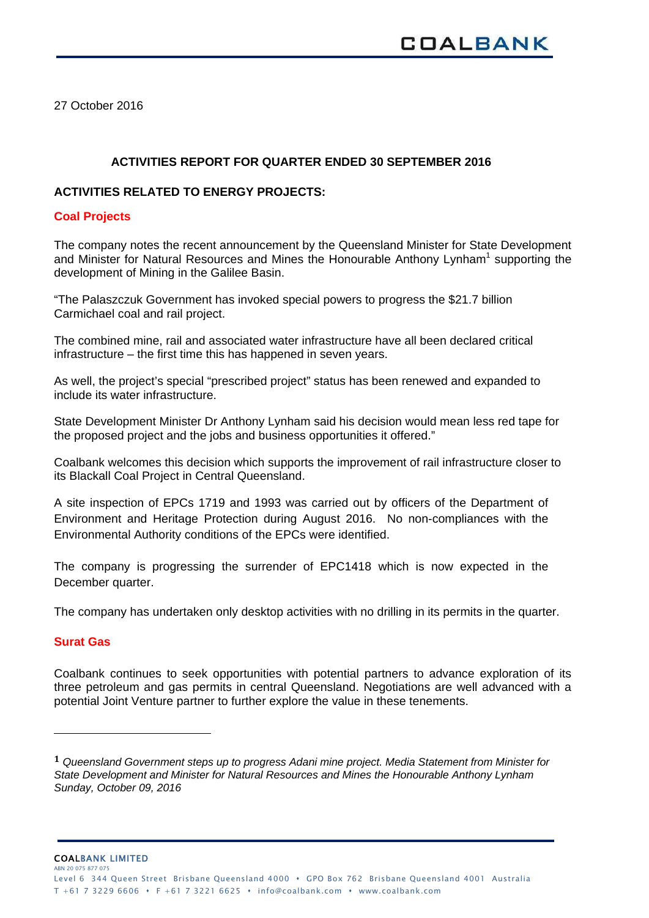27 October 2016

## ACTIVITIES REPORT FOR QUARTER ENDED 30 SEPTEMBER 2016

### ACTIVITIES RELATED TO ENERGY PROJECTS:

### Coal Projects

The company notes the recent announcement by the Queensland Minister for State Development and Minister for Natural Resources and Mines the Honourable Anthony Lynham[1] supporting the development of Mining in the Galilee Basin.

"The Palaszczuk Government has invoked special powers to progress the $21.7 billion Carmichael coal and rail project.

The combined mine, rail and associated water infrastructure have all been declared critical infrastructure – the first time this has happened in seven years.

As well, the project's special "prescribed project" status has been renewed and expanded to include its water infrastructure.

State Development Minister Dr Anthony Lynham said his decision would mean less red tape for the proposed project and the jobs and business opportunities it offered."

Coalbank welcomes this decision which supports the improvement of rail infrastructure closer to its Blackall Coal Project in Central Queensland.

A site inspection of EPCs 1719 and 1993 was carried out by officers of the Department of Environment and Heritage Protection during August 2016. No non-compliances with the Environmental Authority conditions of the EPCs were identified.

The company is progressing the surrender of EPC1418 which is now expected in the December quarter.

The company has undertaken only desktop activities with no drilling in its permits in the quarter.

### Surat Gas

Coalbank continues to seek opportunities with potential partners to advance exploration of its three petroleum and gas permits in central Queensland. Negotiations are well advanced with a potential Joint Venture partner to further explore the value in these tenements.

---

[1] *Queensland Government steps up to progress Adani mine project. Media Statement from Minister for State Development and Minister for Natural Resources and Mines the Honourable Anthony Lynham Sunday, October 09, 2016*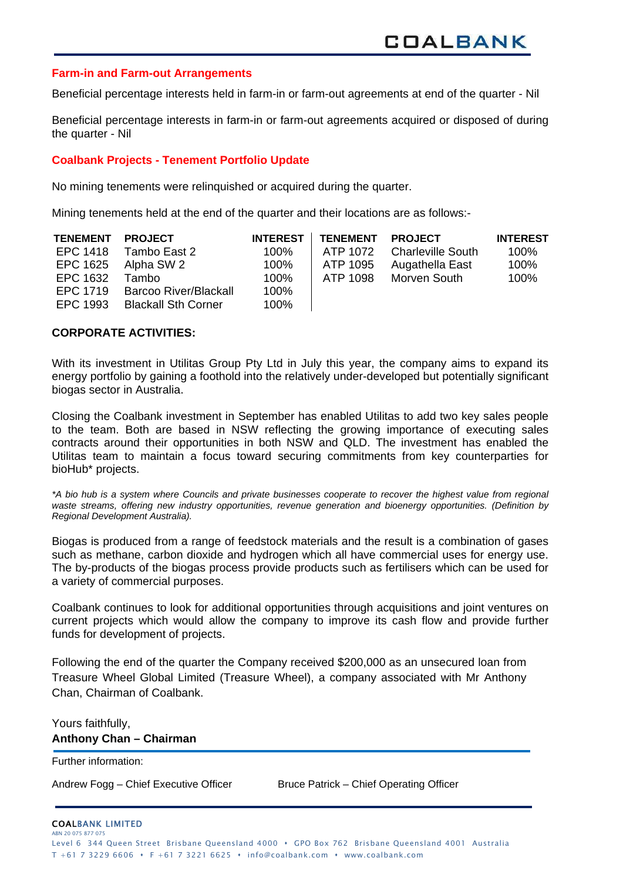## Farm-in and Farm-out Arrangements

Beneficial percentage interests held in farm-in or farm-out agreements at end of the quarter - Nil

Beneficial percentage interests in farm-in or farm-out agreements acquired or disposed of during the quarter - Nil

## Coalbank Projects - Tenement Portfolio Update

No mining tenements were relinquished or acquired during the quarter.

Mining tenements held at the end of the quarter and their locations are as follows:-

| TENEMENT | PROJECT | INTEREST | TENEMENT | PROJECT | INTEREST |
|---|---|---|---|---|---|
| EPC 1418 | Tambo East 2 | 100% | ATP 1072 | Charleville South | 100% |
| EPC 1625 | Alpha SW 2 | 100% | ATP 1095 | Augathella East | 100% |
| EPC 1632 | Tambo | 100% | ATP 1098 | Morven South | 100% |
| EPC 1719 | Barcoo River/Blackall | 100% | | | |
| EPC 1993 | Blackall Sth Corner | 100% | | | |

**CORPORATE ACTIVITIES:**

With its investment in Utilitas Group Pty Ltd in July this year, the company aims to expand its energy portfolio by gaining a foothold into the relatively under-developed but potentially significant biogas sector in Australia.

Closing the Coalbank investment in September has enabled Utilitas to add two key sales people to the team. Both are based in NSW reflecting the growing importance of executing sales contracts around their opportunities in both NSW and QLD. The investment has enabled the Utilitas team to maintain a focus toward securing commitments from key counterparties for bioHub* projects.

*\*A bio hub is a system where Councils and private businesses cooperate to recover the highest value from regional waste streams, offering new industry opportunities, revenue generation and bioenergy opportunities. (Definition by Regional Development Australia).*

Biogas is produced from a range of feedstock materials and the result is a combination of gases such as methane, carbon dioxide and hydrogen which all have commercial uses for energy use. The by-products of the biogas process provide products such as fertilisers which can be used for a variety of commercial purposes.

Coalbank continues to look for additional opportunities through acquisitions and joint ventures on current projects which would allow the company to improve its cash flow and provide further funds for development of projects.

Following the end of the quarter the Company received $200,000 as an unsecured loan from Treasure Wheel Global Limited (Treasure Wheel), a company associated with Mr Anthony Chan, Chairman of Coalbank.

Yours faithfully,
**Anthony Chan – Chairman**

Further information:

Andrew Fogg – Chief Executive Officer

Bruce Patrick – Chief Operating Officer